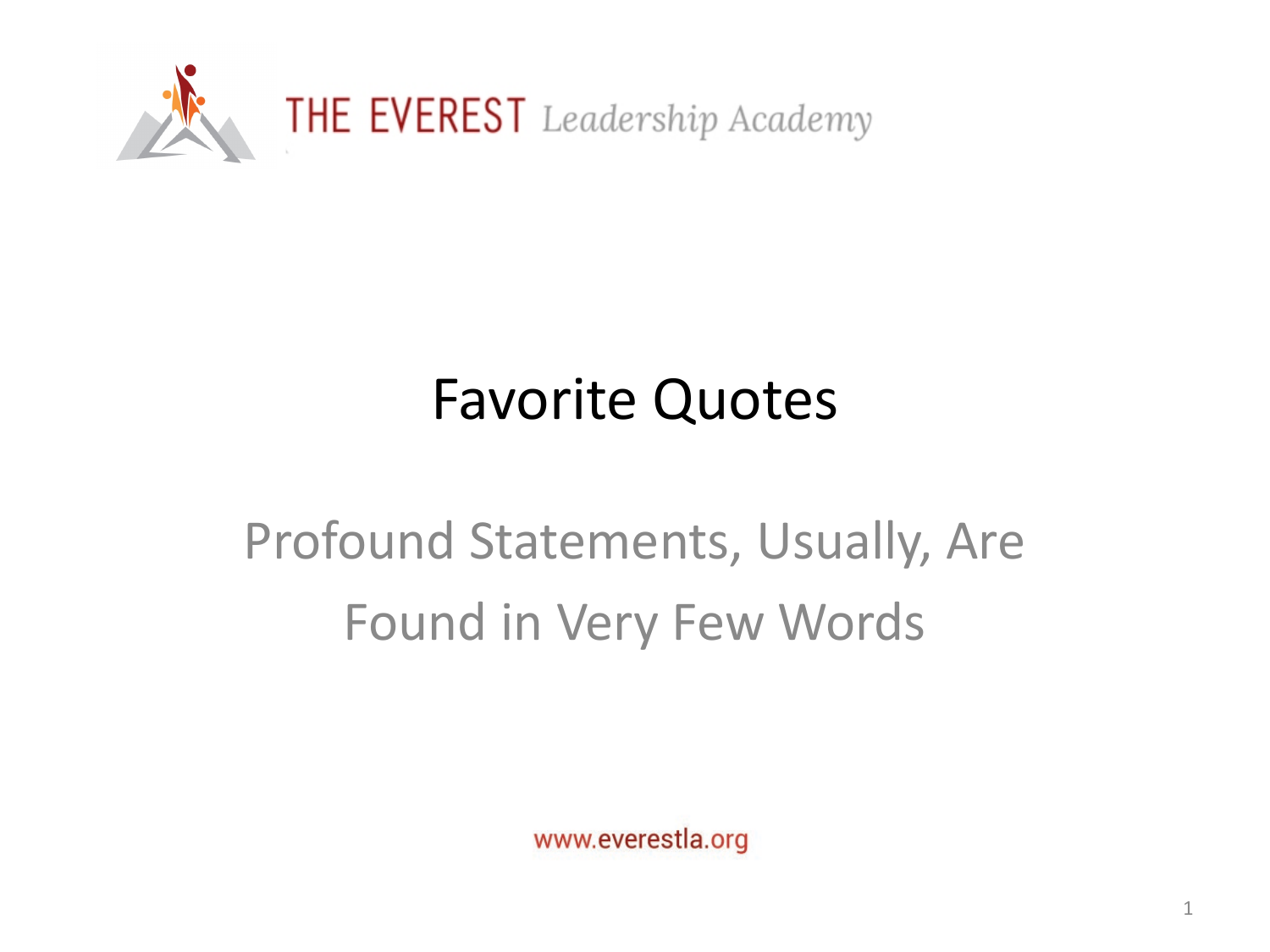THE EVEREST *Leadership Academy*

# Favorite Quotes

## Profound Statements, Usually, Are Found in Very Few Words

www.everestla.org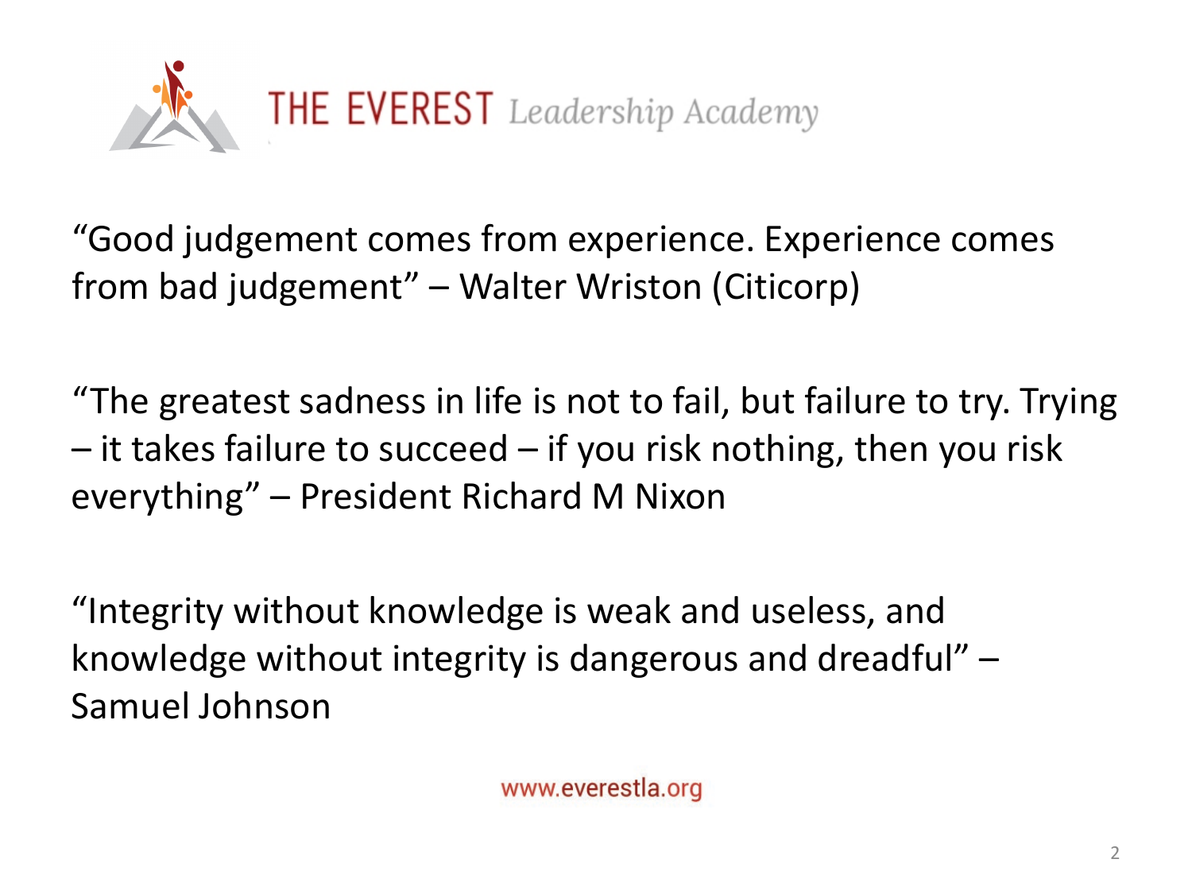THE EVEREST *Leadership Academy*

"Good judgement comes from experience. Experience comes from bad judgement" – Walter Wriston (Citicorp)

"The greatest sadness in life is not to fail, but failure to try. Trying – it takes failure to succeed – if you risk nothing, then you risk everything" – President Richard M Nixon

"Integrity without knowledge is weak and useless, and knowledge without integrity is dangerous and dreadful" – Samuel Johnson

www.everestla.org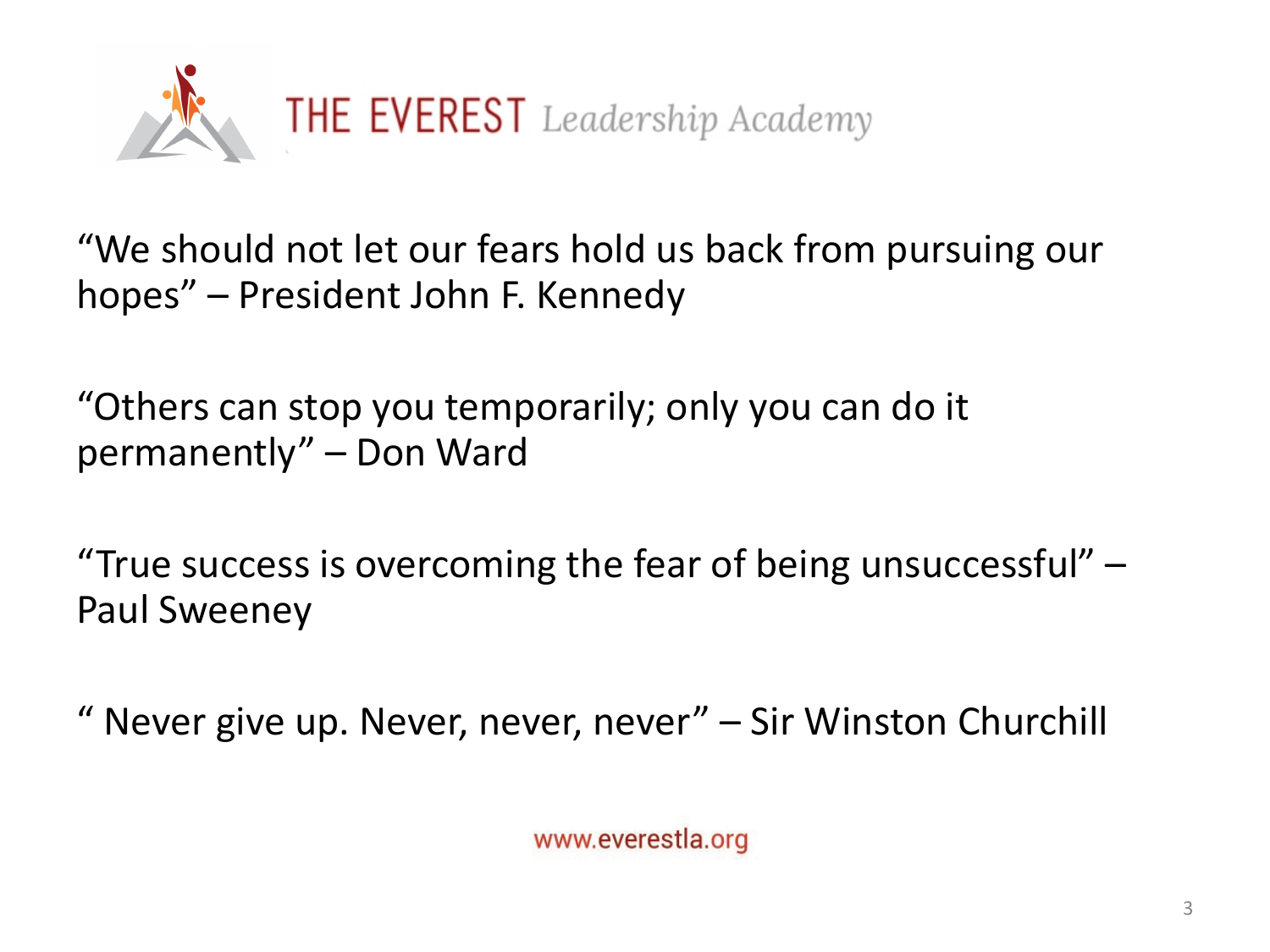THE EVEREST *Leadership Academy*

"We should not let our fears hold us back from pursuing our hopes" – President John F. Kennedy

"Others can stop you temporarily; only you can do it permanently" – Don Ward

"True success is overcoming the fear of being unsuccessful" – Paul Sweeney

" Never give up. Never, never, never" – Sir Winston Churchill

www.everestla.org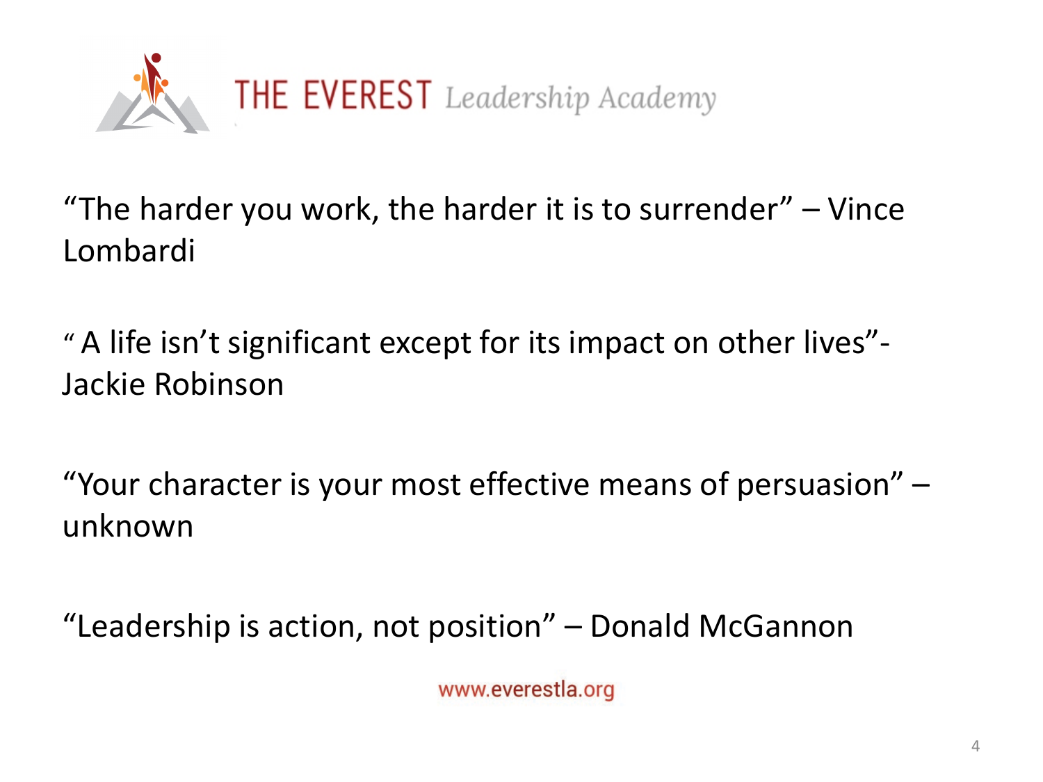THE EVEREST *Leadership Academy*

"The harder you work, the harder it is to surrender" – Vince Lombardi

" A life isn't significant except for its impact on other lives"- Jackie Robinson

"Your character is your most effective means of persuasion" – unknown

"Leadership is action, not position" – Donald McGannon

www.everestla.org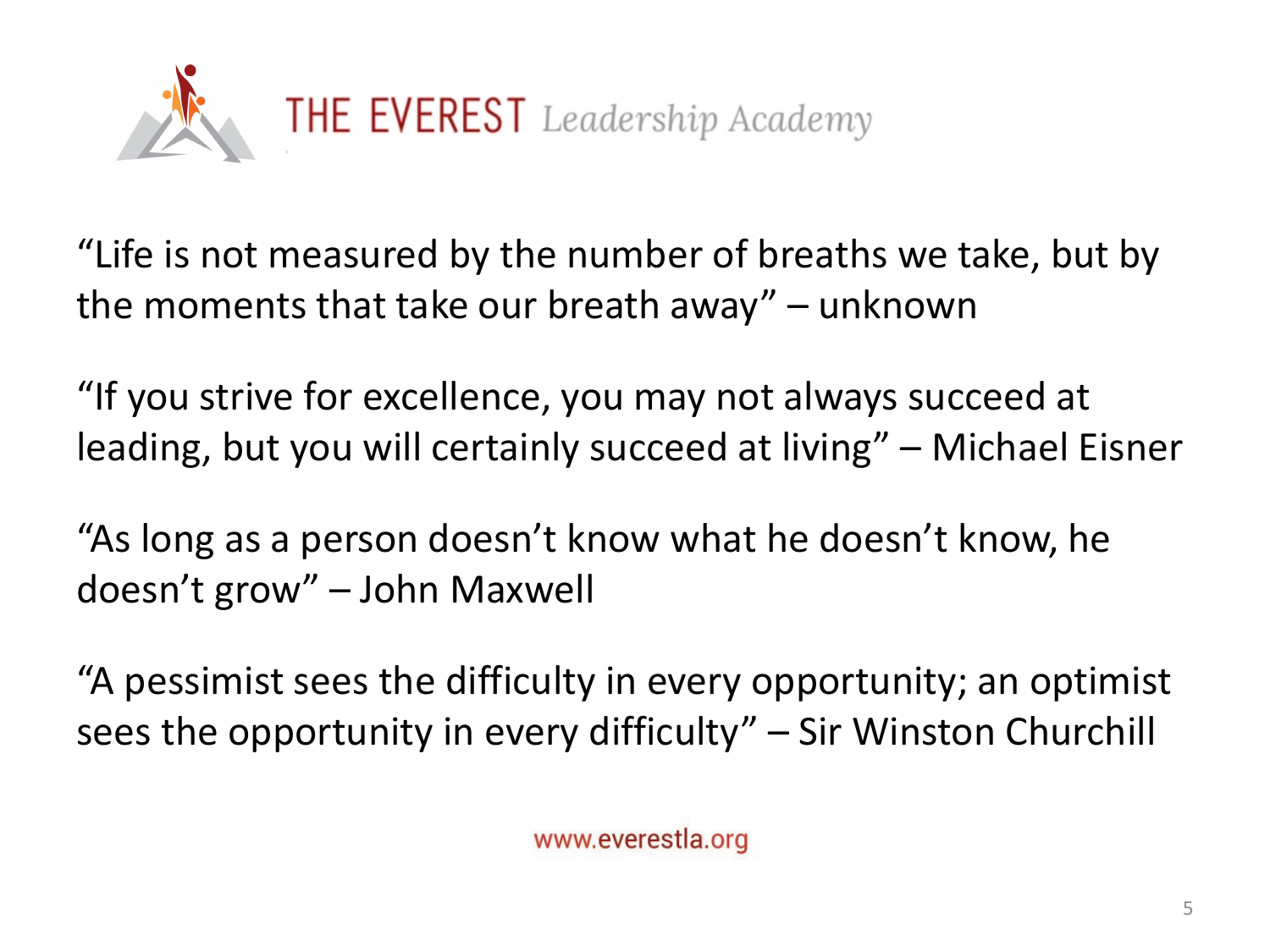THE EVEREST *Leadership Academy*

"Life is not measured by the number of breaths we take, but by the moments that take our breath away" – unknown

"If you strive for excellence, you may not always succeed at leading, but you will certainly succeed at living" – Michael Eisner

"As long as a person doesn't know what he doesn't know, he doesn't grow" – John Maxwell

"A pessimist sees the difficulty in every opportunity; an optimist sees the opportunity in every difficulty" – Sir Winston Churchill

www.everestla.org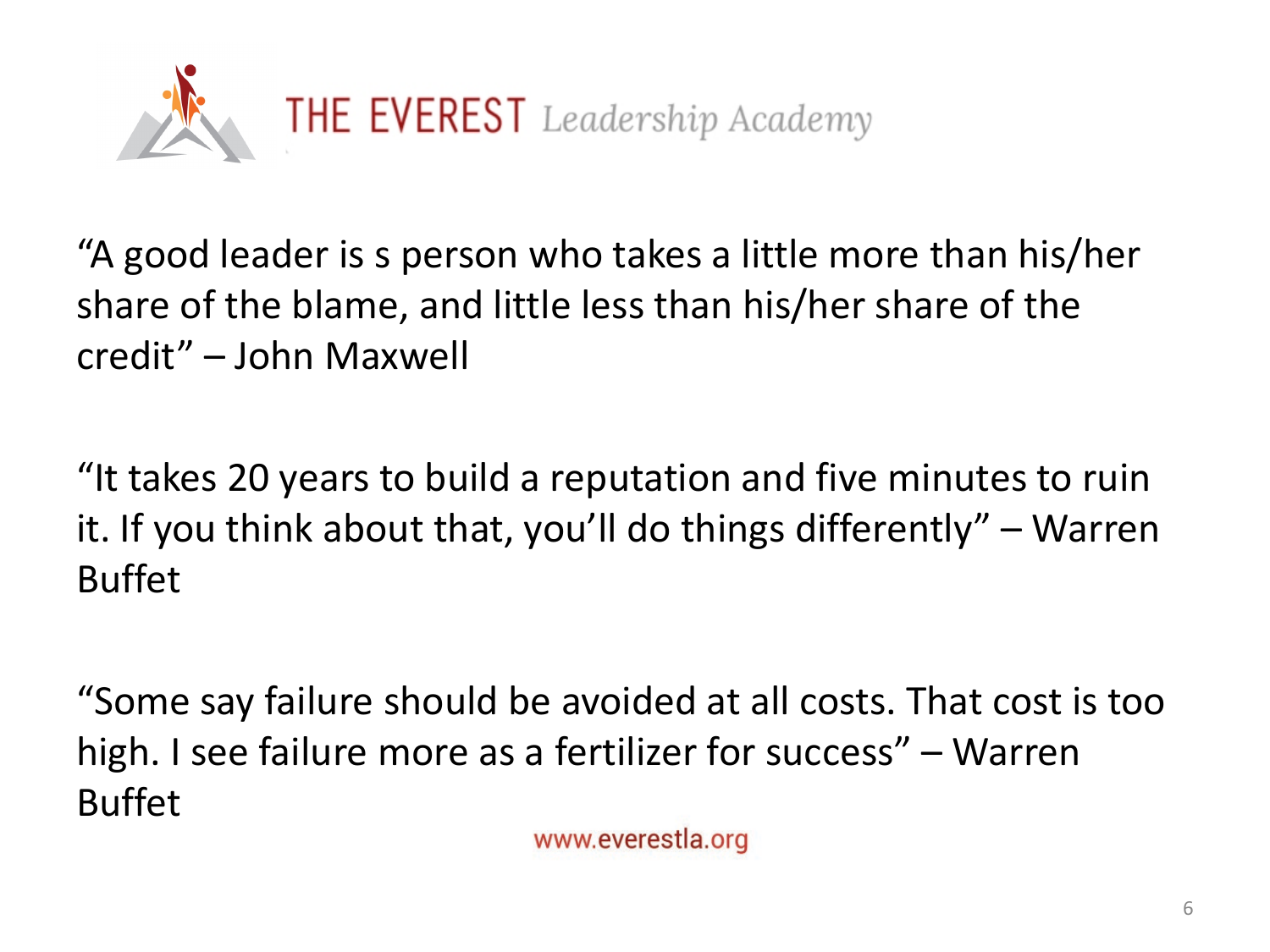THE EVEREST *Leadership Academy*

"A good leader is s person who takes a little more than his/her share of the blame, and little less than his/her share of the credit" – John Maxwell

"It takes 20 years to build a reputation and five minutes to ruin it. If you think about that, you'll do things differently" – Warren Buffet

"Some say failure should be avoided at all costs. That cost is too high. I see failure more as a fertilizer for success" – Warren Buffet

www.everestla.org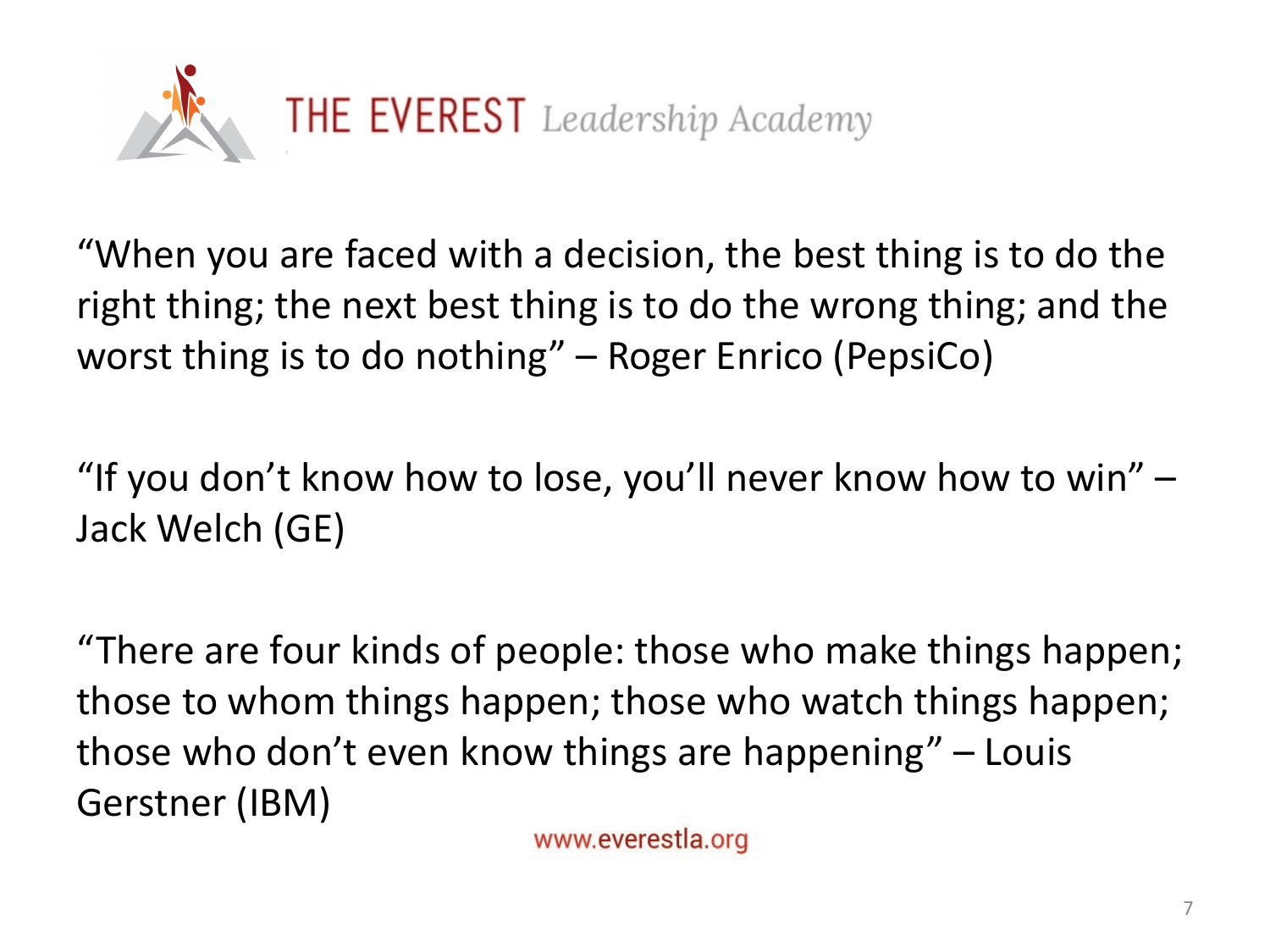THE EVEREST *Leadership Academy*

“When you are faced with a decision, the best thing is to do the right thing; the next best thing is to do the wrong thing; and the worst thing is to do nothing” – Roger Enrico (PepsiCo)

“If you don’t know how to lose, you’ll never know how to win” – Jack Welch (GE)

“There are four kinds of people: those who make things happen; those to whom things happen; those who watch things happen; those who don’t even know things are happening” – Louis Gerstner (IBM)

www.everestla.org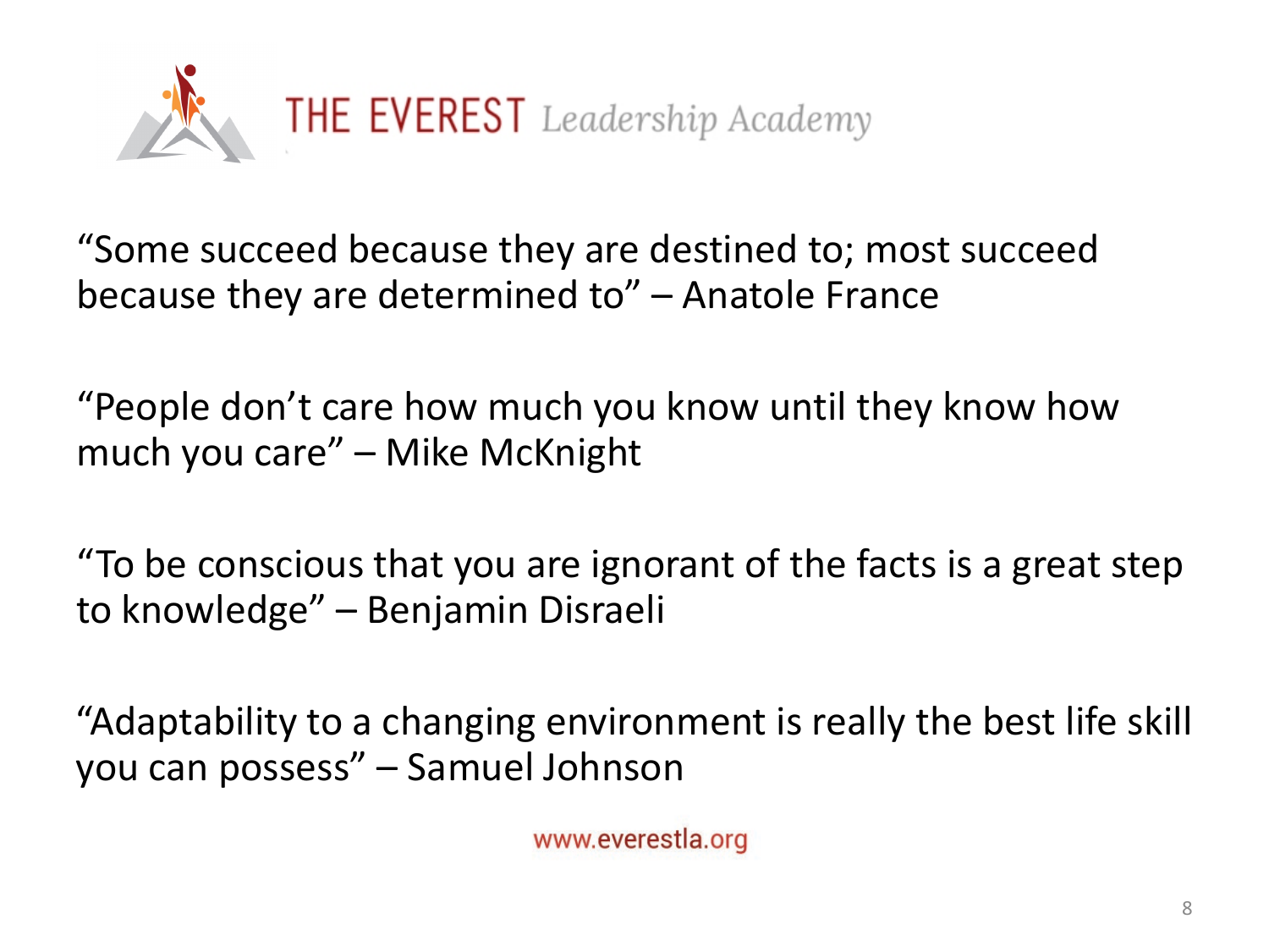THE EVEREST *Leadership Academy*

"Some succeed because they are destined to; most succeed because they are determined to" – Anatole France

"People don't care how much you know until they know how much you care" – Mike McKnight

"To be conscious that you are ignorant of the facts is a great step to knowledge" – Benjamin Disraeli

"Adaptability to a changing environment is really the best life skill you can possess" – Samuel Johnson

www.everestla.org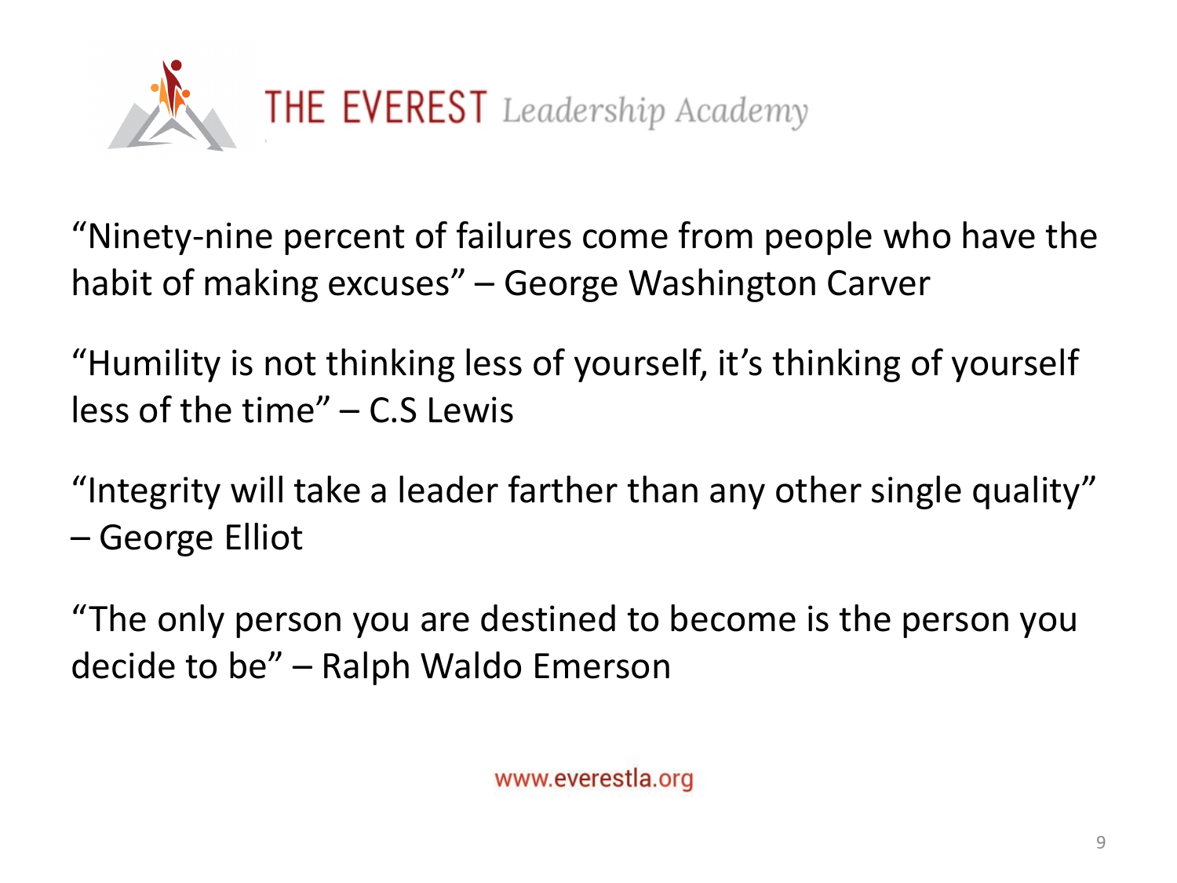# THE EVEREST *Leadership Academy*

"Ninety-nine percent of failures come from people who have the habit of making excuses" – George Washington Carver

"Humility is not thinking less of yourself, it's thinking of yourself less of the time" – C.S Lewis

"Integrity will take a leader farther than any other single quality" – George Elliot

"The only person you are destined to become is the person you decide to be" – Ralph Waldo Emerson

www.everestla.org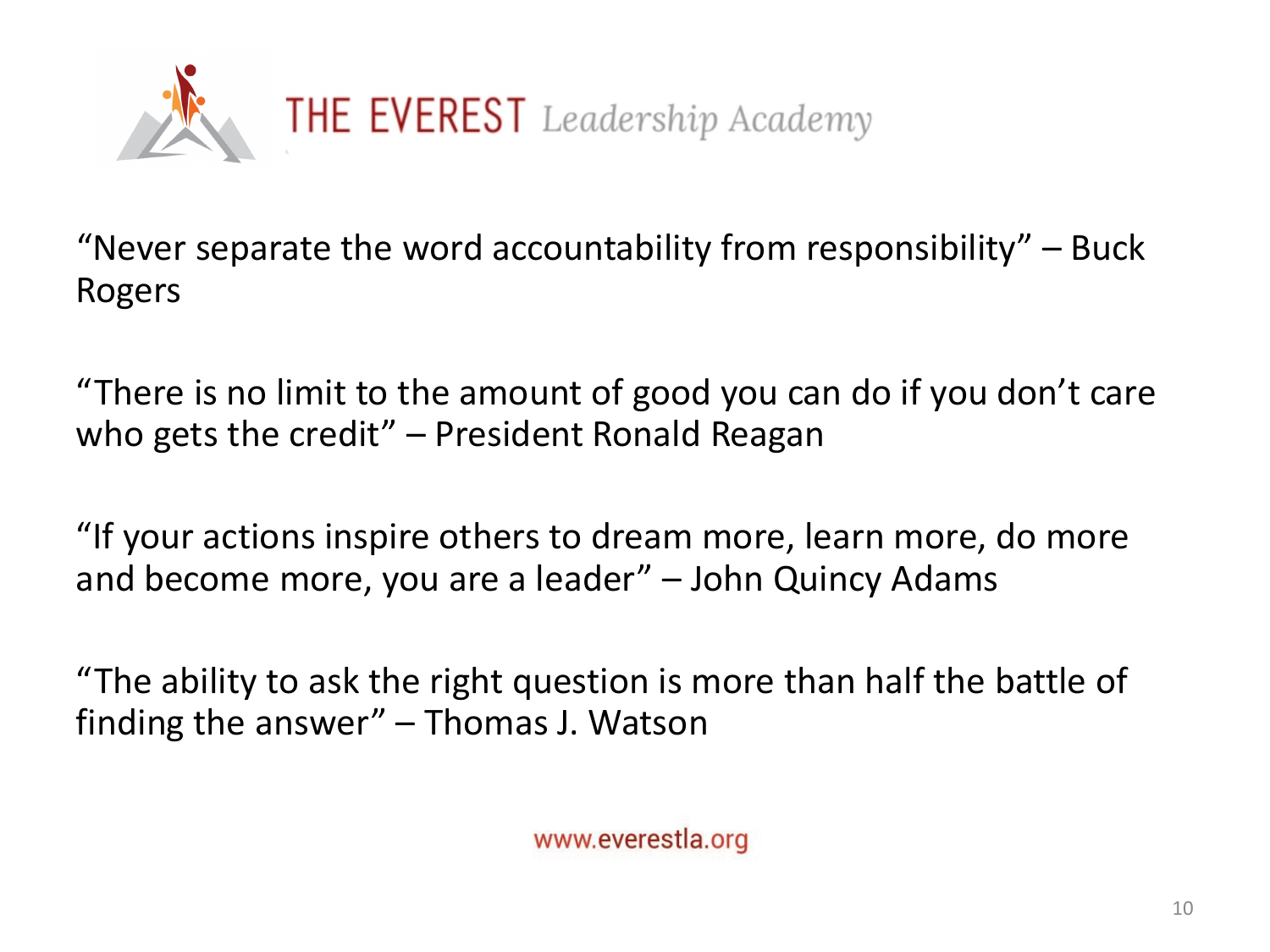“Never separate the word accountability from responsibility” – Buck Rogers

“There is no limit to the amount of good you can do if you don’t care who gets the credit” – President Ronald Reagan

“If your actions inspire others to dream more, learn more, do more and become more, you are a leader” – John Quincy Adams

“The ability to ask the right question is more than half the battle of finding the answer” – Thomas J. Watson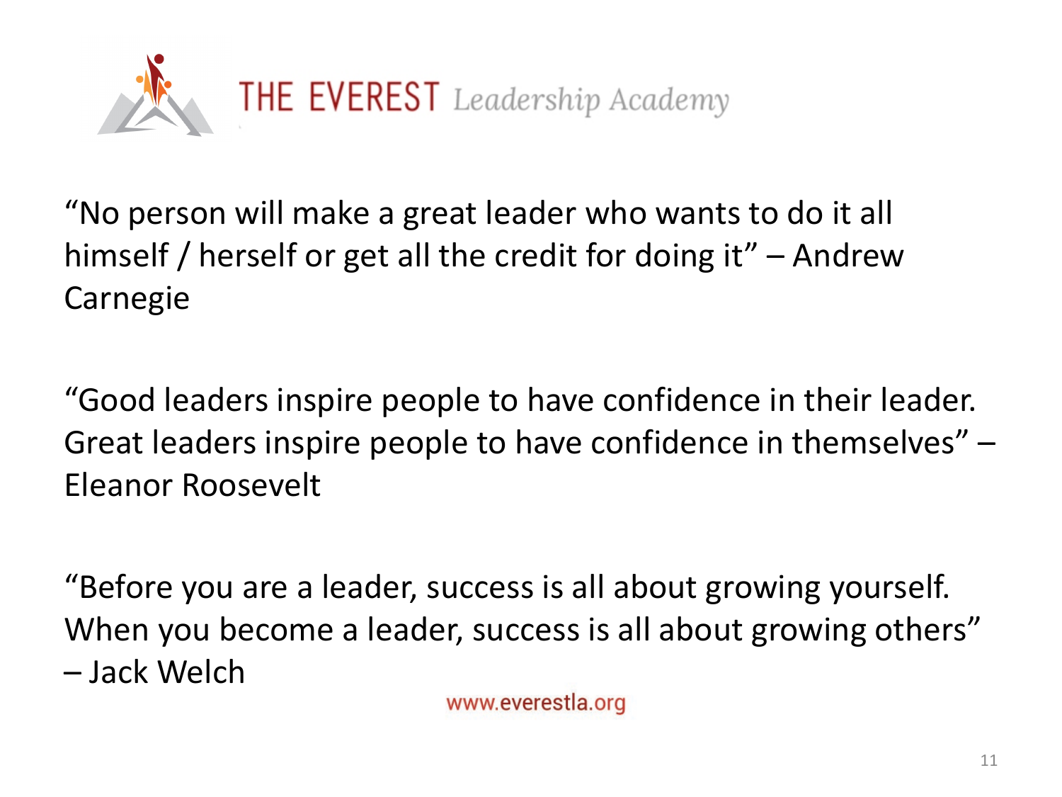THE EVEREST *Leadership Academy*

"No person will make a great leader who wants to do it all himself / herself or get all the credit for doing it" – Andrew Carnegie

"Good leaders inspire people to have confidence in their leader. Great leaders inspire people to have confidence in themselves" – Eleanor Roosevelt

"Before you are a leader, success is all about growing yourself. When you become a leader, success is all about growing others" – Jack Welch

www.everestla.org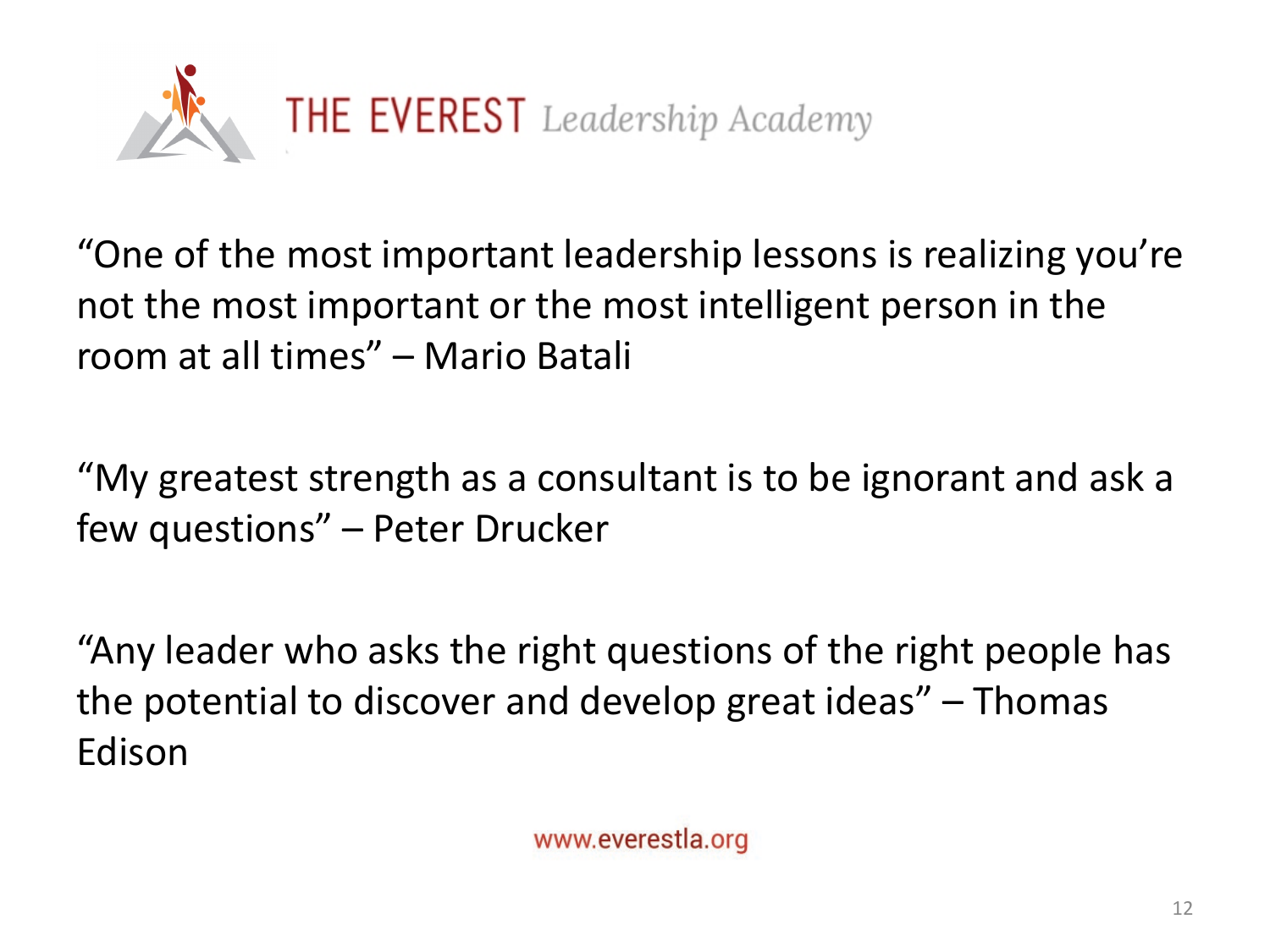THE EVEREST *Leadership Academy*

"One of the most important leadership lessons is realizing you're not the most important or the most intelligent person in the room at all times" – Mario Batali

"My greatest strength as a consultant is to be ignorant and ask a few questions" – Peter Drucker

"Any leader who asks the right questions of the right people has the potential to discover and develop great ideas" – Thomas Edison

www.everestla.org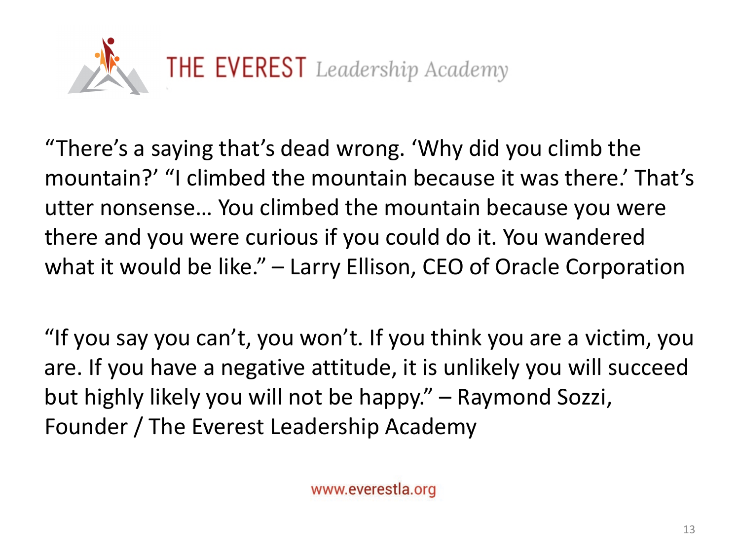THE EVEREST *Leadership Academy*

"There's a saying that's dead wrong. 'Why did you climb the mountain?' "I climbed the mountain because it was there.' That's utter nonsense… You climbed the mountain because you were there and you were curious if you could do it. You wandered what it would be like." – Larry Ellison, CEO of Oracle Corporation

"If you say you can't, you won't. If you think you are a victim, you are. If you have a negative attitude, it is unlikely you will succeed but highly likely you will not be happy." – Raymond Sozzi, Founder / The Everest Leadership Academy

www.everestla.org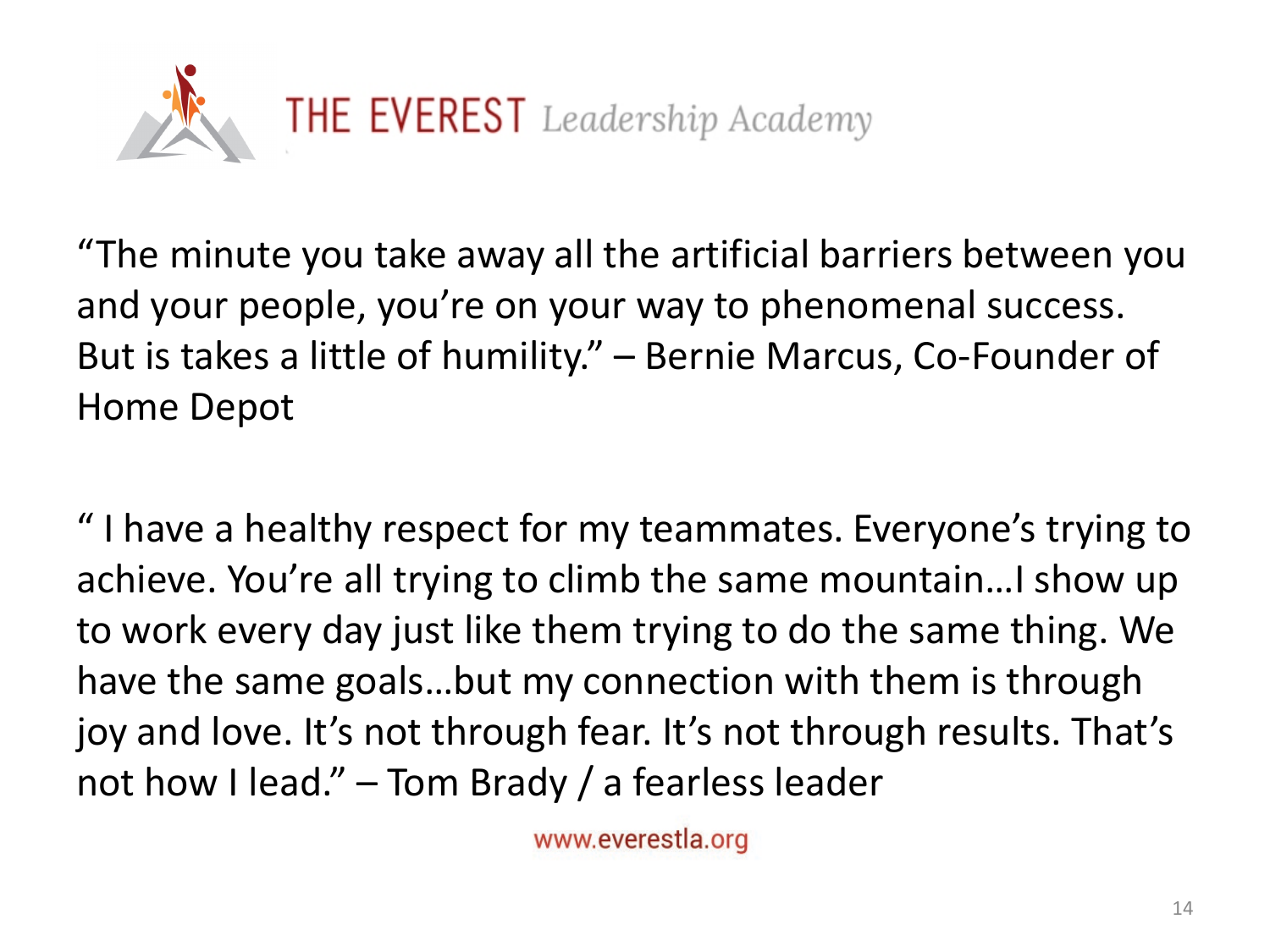THE EVEREST *Leadership Academy*

"The minute you take away all the artificial barriers between you and your people, you're on your way to phenomenal success. But is takes a little of humility." – Bernie Marcus, Co-Founder of Home Depot

" I have a healthy respect for my teammates. Everyone's trying to achieve. You're all trying to climb the same mountain…I show up to work every day just like them trying to do the same thing. We have the same goals…but my connection with them is through joy and love. It's not through fear. It's not through results. That's not how I lead." – Tom Brady / a fearless leader

www.everestla.org